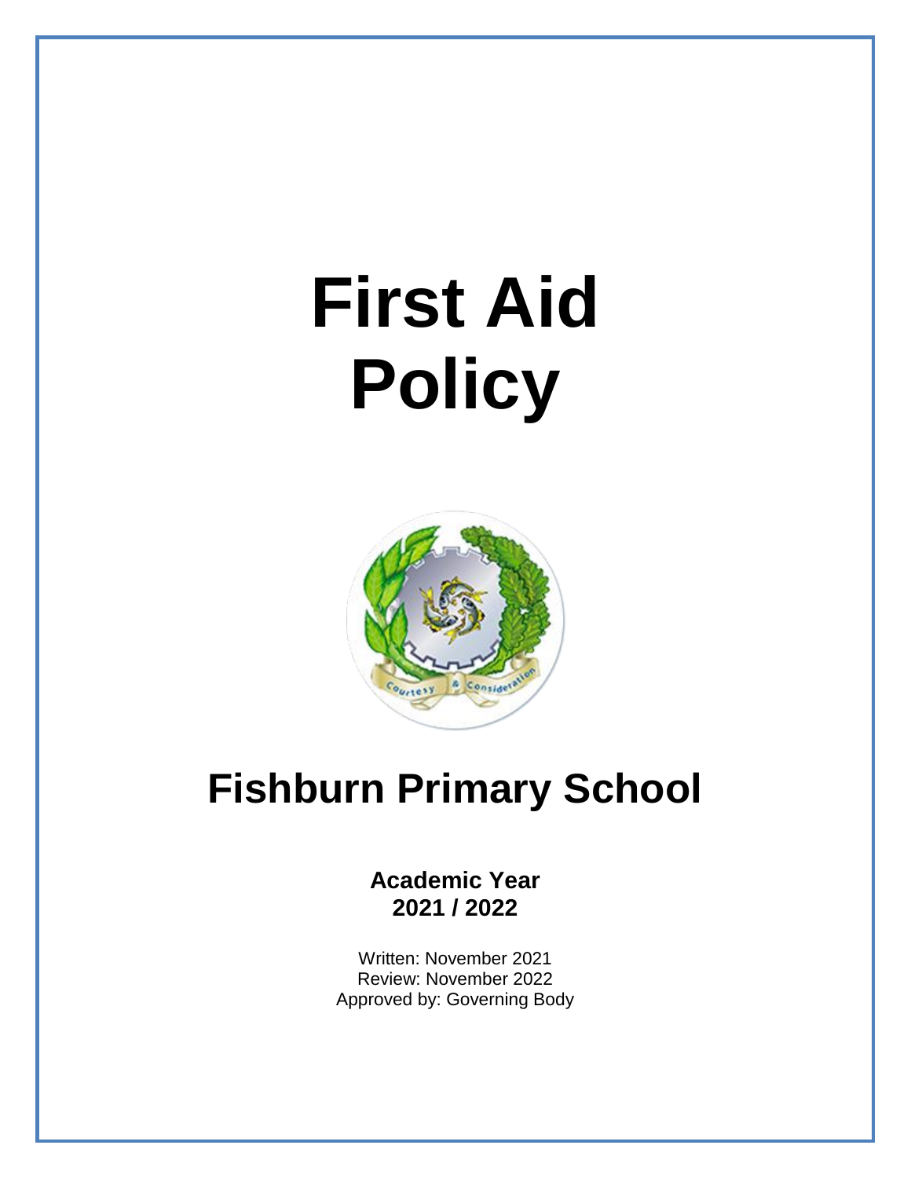# First Aid Policy

## Fishburn Primary School

**Academic Year**
**2021 / 2022**

Written: November 2021
Review: November 2022
Approved by: Governing Body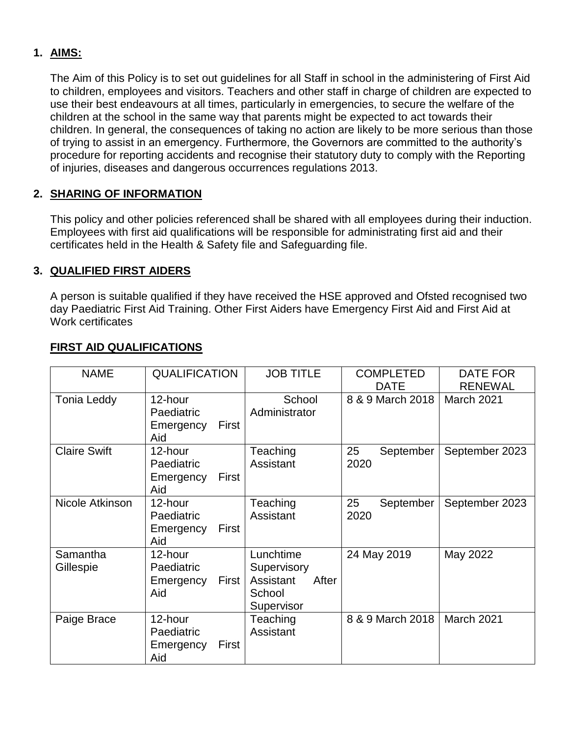## 1. AIMS:

The Aim of this Policy is to set out guidelines for all Staff in school in the administering of First Aid to children, employees and visitors. Teachers and other staff in charge of children are expected to use their best endeavours at all times, particularly in emergencies, to secure the welfare of the children at the school in the same way that parents might be expected to act towards their children. In general, the consequences of taking no action are likely to be more serious than those of trying to assist in an emergency. Furthermore, the Governors are committed to the authority's procedure for reporting accidents and recognise their statutory duty to comply with the Reporting of injuries, diseases and dangerous occurrences regulations 2013.

## 2. SHARING OF INFORMATION

This policy and other policies referenced shall be shared with all employees during their induction. Employees with first aid qualifications will be responsible for administrating first aid and their certificates held in the Health & Safety file and Safeguarding file.

## 3. QUALIFIED FIRST AIDERS

A person is suitable qualified if they have received the HSE approved and Ofsted recognised two day Paediatric First Aid Training. Other First Aiders have Emergency First Aid and First Aid at Work certificates

### FIRST AID QUALIFICATIONS

| NAME | QUALIFICATION | JOB TITLE | COMPLETED DATE | DATE FOR RENEWAL |
|---|---|---|---|---|
| Tonia Leddy | 12-hour Paediatric Emergency First Aid | School Administrator | 8 & 9 March 2018 | March 2021 |
| Claire Swift | 12-hour Paediatric Emergency First Aid | Teaching Assistant | 25 September 2020 | September 2023 |
| Nicole Atkinson | 12-hour Paediatric Emergency First Aid | Teaching Assistant | 25 September 2020 | September 2023 |
| Samantha Gillespie | 12-hour Paediatric Emergency First Aid | Lunchtime Supervisory Assistant After School Supervisor | 24 May 2019 | May 2022 |
| Paige Brace | 12-hour Paediatric Emergency First Aid | Teaching Assistant | 8 & 9 March 2018 | March 2021 |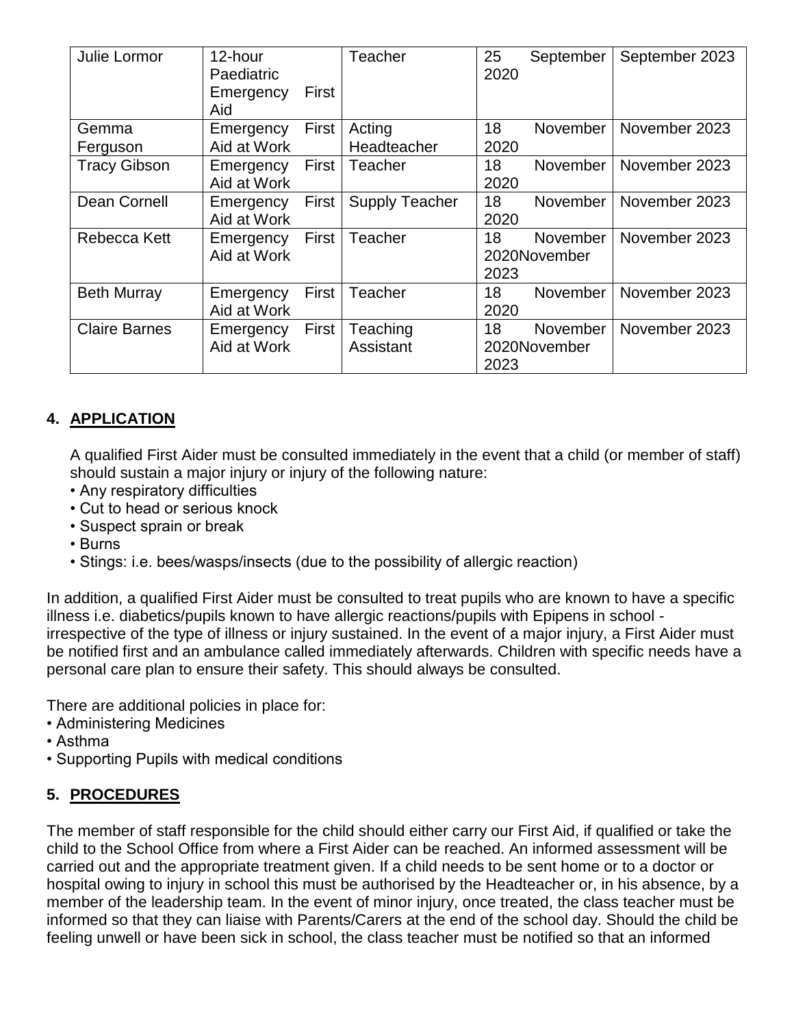| Julie Lormor | 12-hour Paediatric Emergency First Aid | Teacher | 25 September 2020 | September 2023 |
|---|---|---|---|---|
| Gemma Ferguson | Emergency First Aid at Work | Acting Headteacher | 18 November 2020 | November 2023 |
| Tracy Gibson | Emergency First Aid at Work | Teacher | 18 November 2020 | November 2023 |
| Dean Cornell | Emergency First Aid at Work | Supply Teacher | 18 November 2020 | November 2023 |
| Rebecca Kett | Emergency First Aid at Work | Teacher | 18 November 2020November 2023 | November 2023 |
| Beth Murray | Emergency First Aid at Work | Teacher | 18 November 2020 | November 2023 |
| Claire Barnes | Emergency First Aid at Work | Teaching Assistant | 18 November 2020November 2023 | November 2023 |

## 4. APPLICATION

A qualified First Aider must be consulted immediately in the event that a child (or member of staff) should sustain a major injury or injury of the following nature:

- Any respiratory difficulties
- Cut to head or serious knock
- Suspect sprain or break
- Burns
- Stings: i.e. bees/wasps/insects (due to the possibility of allergic reaction)

In addition, a qualified First Aider must be consulted to treat pupils who are known to have a specific illness i.e. diabetics/pupils known to have allergic reactions/pupils with Epipens in school - irrespective of the type of illness or injury sustained. In the event of a major injury, a First Aider must be notified first and an ambulance called immediately afterwards. Children with specific needs have a personal care plan to ensure their safety. This should always be consulted.

There are additional policies in place for:

- Administering Medicines
- Asthma
- Supporting Pupils with medical conditions

## 5. PROCEDURES

The member of staff responsible for the child should either carry our First Aid, if qualified or take the child to the School Office from where a First Aider can be reached. An informed assessment will be carried out and the appropriate treatment given. If a child needs to be sent home or to a doctor or hospital owing to injury in school this must be authorised by the Headteacher or, in his absence, by a member of the leadership team. In the event of minor injury, once treated, the class teacher must be informed so that they can liaise with Parents/Carers at the end of the school day. Should the child be feeling unwell or have been sick in school, the class teacher must be notified so that an informed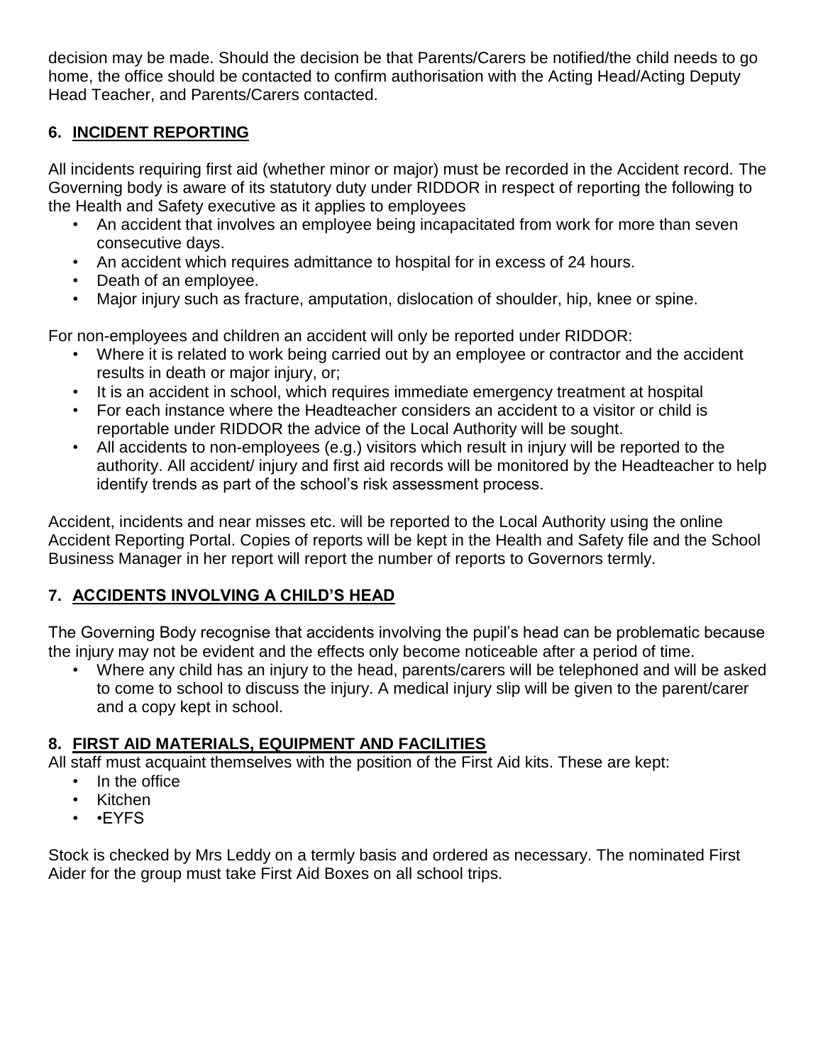decision may be made. Should the decision be that Parents/Carers be notified/the child needs to go home, the office should be contacted to confirm authorisation with the Acting Head/Acting Deputy Head Teacher, and Parents/Carers contacted.

## 6. INCIDENT REPORTING

All incidents requiring first aid (whether minor or major) must be recorded in the Accident record. The Governing body is aware of its statutory duty under RIDDOR in respect of reporting the following to the Health and Safety executive as it applies to employees

- An accident that involves an employee being incapacitated from work for more than seven consecutive days.
- An accident which requires admittance to hospital for in excess of 24 hours.
- Death of an employee.
- Major injury such as fracture, amputation, dislocation of shoulder, hip, knee or spine.

For non-employees and children an accident will only be reported under RIDDOR:

- Where it is related to work being carried out by an employee or contractor and the accident results in death or major injury, or;
- It is an accident in school, which requires immediate emergency treatment at hospital
- For each instance where the Headteacher considers an accident to a visitor or child is reportable under RIDDOR the advice of the Local Authority will be sought.
- All accidents to non-employees (e.g.) visitors which result in injury will be reported to the authority. All accident/ injury and first aid records will be monitored by the Headteacher to help identify trends as part of the school's risk assessment process.

Accident, incidents and near misses etc. will be reported to the Local Authority using the online Accident Reporting Portal. Copies of reports will be kept in the Health and Safety file and the School Business Manager in her report will report the number of reports to Governors termly.

## 7. ACCIDENTS INVOLVING A CHILD'S HEAD

The Governing Body recognise that accidents involving the pupil's head can be problematic because the injury may not be evident and the effects only become noticeable after a period of time.

- Where any child has an injury to the head, parents/carers will be telephoned and will be asked to come to school to discuss the injury. A medical injury slip will be given to the parent/carer and a copy kept in school.

## 8. FIRST AID MATERIALS, EQUIPMENT AND FACILITIES

All staff must acquaint themselves with the position of the First Aid kits. These are kept:

- In the office
- Kitchen
- •EYFS

Stock is checked by Mrs Leddy on a termly basis and ordered as necessary. The nominated First Aider for the group must take First Aid Boxes on all school trips.